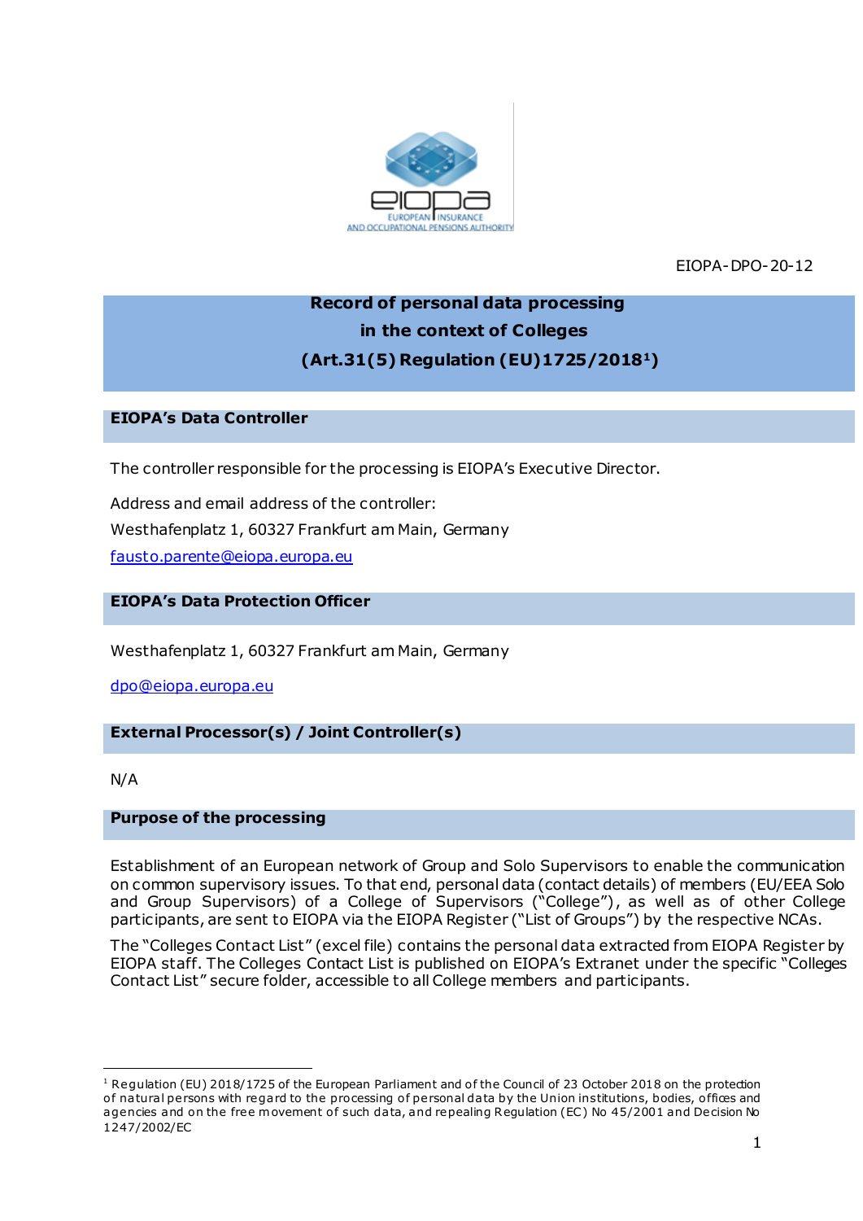EIOPA-DPO-20-12

# Record of personal data processing in the context of Colleges (Art.31(5) Regulation (EU)1725/2018[1])

## EIOPA's Data Controller

The controller responsible for the processing is EIOPA's Executive Director.

Address and email address of the controller:
Westhafenplatz 1, 60327 Frankfurt am Main, Germany
fausto.parente@eiopa.europa.eu

## EIOPA's Data Protection Officer

Westhafenplatz 1, 60327 Frankfurt am Main, Germany

dpo@eiopa.europa.eu

## External Processor(s) / Joint Controller(s)

N/A

## Purpose of the processing

Establishment of an European network of Group and Solo Supervisors to enable the communication on common supervisory issues. To that end, personal data (contact details) of members (EU/EEA Solo and Group Supervisors) of a College of Supervisors ("College"), as well as of other College participants, are sent to EIOPA via the EIOPA Register ("List of Groups") by the respective NCAs.

The "Colleges Contact List" (excel file) contains the personal data extracted from EIOPA Register by EIOPA staff. The Colleges Contact List is published on EIOPA's Extranet under the specific "Colleges Contact List" secure folder, accessible to all College members and participants.

---

[1] Regulation (EU) 2018/1725 of the European Parliament and of the Council of 23 October 2018 on the protection of natural persons with regard to the processing of personal data by the Union institutions, bodies, offices and agencies and on the free movement of such data, and repealing Regulation (EC) No 45/2001 and Decision No 1247/2002/EC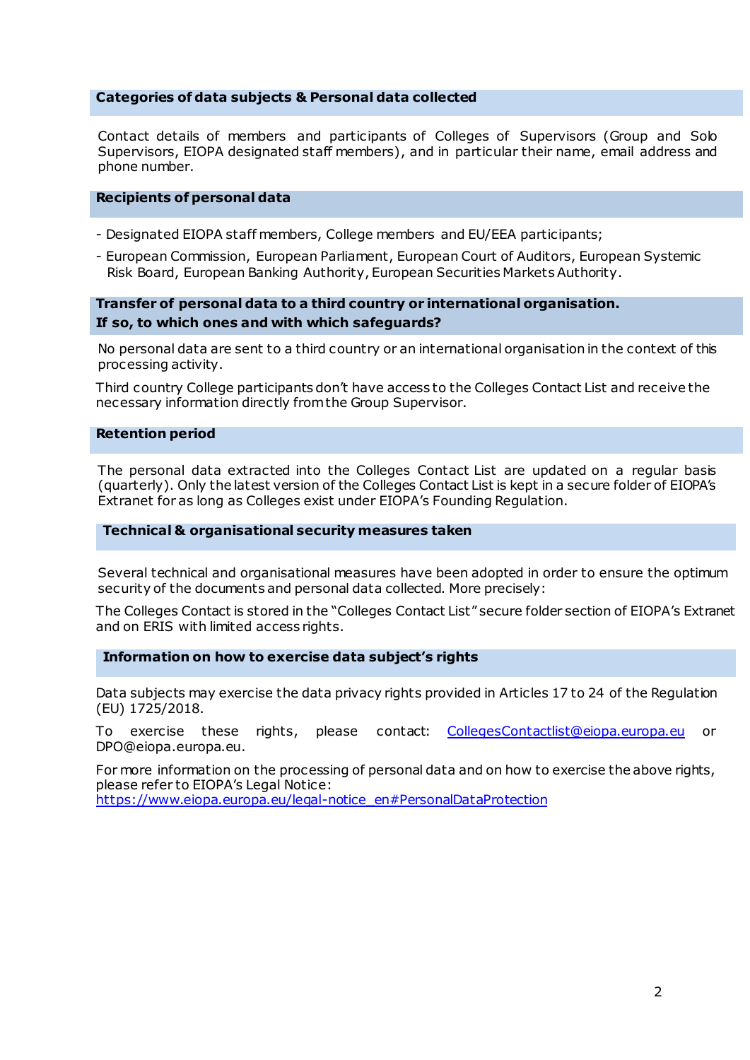## Categories of data subjects & Personal data collected

Contact details of members and participants of Colleges of Supervisors (Group and Solo Supervisors, EIOPA designated staff members), and in particular their name, email address and phone number.

## Recipients of personal data

- Designated EIOPA staff members, College members and EU/EEA participants;
- European Commission, European Parliament, European Court of Auditors, European Systemic Risk Board, European Banking Authority, European Securities Markets Authority.

## Transfer of personal data to a third country or international organisation. If so, to which ones and with which safeguards?

No personal data are sent to a third country or an international organisation in the context of this processing activity.

Third country College participants don't have access to the Colleges Contact List and receive the necessary information directly from the Group Supervisor.

## Retention period

The personal data extracted into the Colleges Contact List are updated on a regular basis (quarterly). Only the latest version of the Colleges Contact List is kept in a secure folder of EIOPA's Extranet for as long as Colleges exist under EIOPA's Founding Regulation.

## Technical & organisational security measures taken

Several technical and organisational measures have been adopted in order to ensure the optimum security of the documents and personal data collected. More precisely:

The Colleges Contact is stored in the "Colleges Contact List" secure folder section of EIOPA's Extranet and on ERIS with limited access rights.

## Information on how to exercise data subject's rights

Data subjects may exercise the data privacy rights provided in Articles 17 to 24 of the Regulation (EU) 1725/2018.

To exercise these rights, please contact: CollegesContactlist@eiopa.europa.eu or DPO@eiopa.europa.eu.

For more information on the processing of personal data and on how to exercise the above rights, please refer to EIOPA's Legal Notice: https://www.eiopa.europa.eu/legal-notice_en#PersonalDataProtection